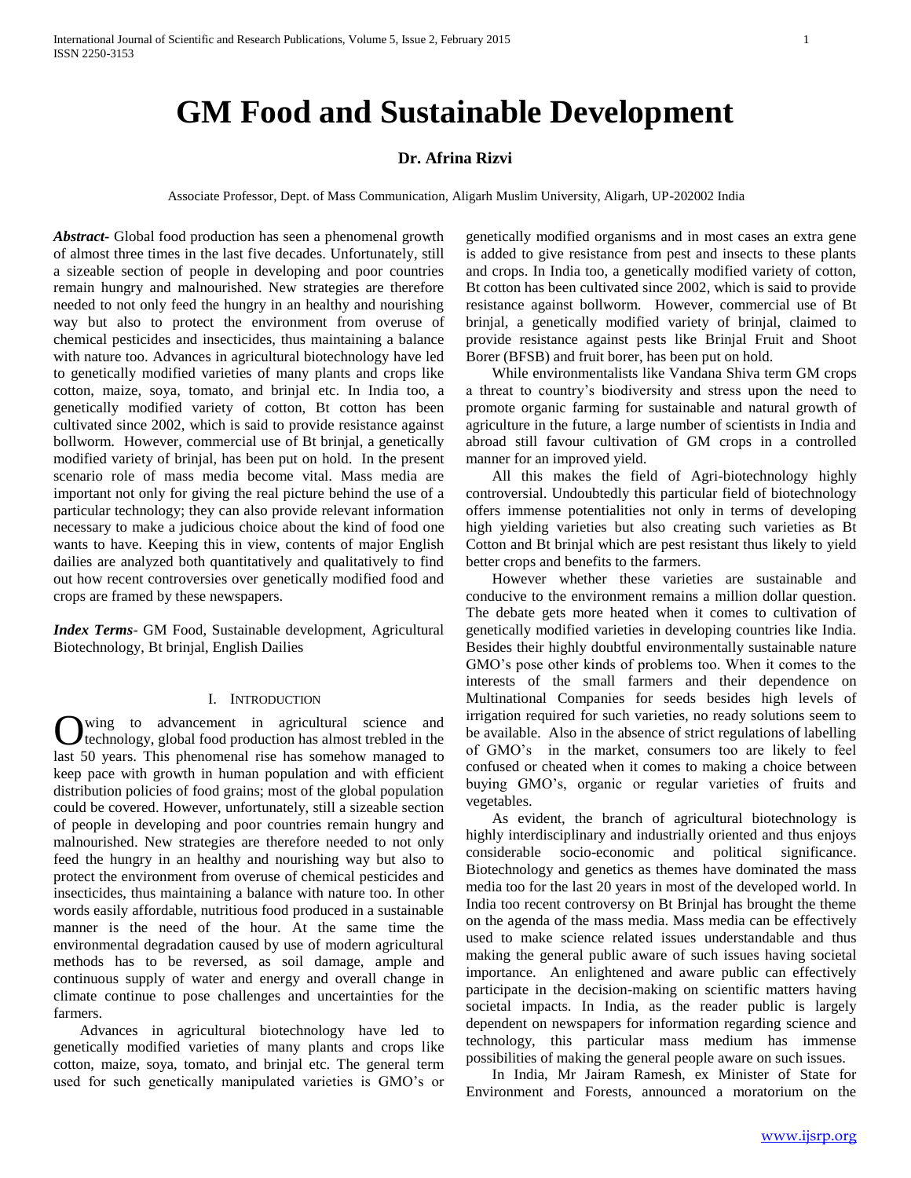# GM Food and Sustainable Development

**Dr. Afrina Rizvi**

Associate Professor, Dept. of Mass Communication, Aligarh Muslim University, Aligarh, UP-202002 India

***Abstract-*** Global food production has seen a phenomenal growth of almost three times in the last five decades. Unfortunately, still a sizeable section of people in developing and poor countries remain hungry and malnourished. New strategies are therefore needed to not only feed the hungry in an healthy and nourishing way but also to protect the environment from overuse of chemical pesticides and insecticides, thus maintaining a balance with nature too. Advances in agricultural biotechnology have led to genetically modified varieties of many plants and crops like cotton, maize, soya, tomato, and brinjal etc. In India too, a genetically modified variety of cotton, Bt cotton has been cultivated since 2002, which is said to provide resistance against bollworm. However, commercial use of Bt brinjal, a genetically modified variety of brinjal, has been put on hold. In the present scenario role of mass media become vital. Mass media are important not only for giving the real picture behind the use of a particular technology; they can also provide relevant information necessary to make a judicious choice about the kind of food one wants to have. Keeping this in view, contents of major English dailies are analyzed both quantitatively and qualitatively to find out how recent controversies over genetically modified food and crops are framed by these newspapers.

***Index Terms-*** GM Food, Sustainable development, Agricultural Biotechnology, Bt brinjal, English Dailies

## I. Introduction

Owing to advancement in agricultural science and technology, global food production has almost trebled in the last 50 years. This phenomenal rise has somehow managed to keep pace with growth in human population and with efficient distribution policies of food grains; most of the global population could be covered. However, unfortunately, still a sizeable section of people in developing and poor countries remain hungry and malnourished. New strategies are therefore needed to not only feed the hungry in an healthy and nourishing way but also to protect the environment from overuse of chemical pesticides and insecticides, thus maintaining a balance with nature too. In other words easily affordable, nutritious food produced in a sustainable manner is the need of the hour. At the same time the environmental degradation caused by use of modern agricultural methods has to be reversed, as soil damage, ample and continuous supply of water and energy and overall change in climate continue to pose challenges and uncertainties for the farmers.

Advances in agricultural biotechnology have led to genetically modified varieties of many plants and crops like cotton, maize, soya, tomato, and brinjal etc. The general term used for such genetically manipulated varieties is GMO's or genetically modified organisms and in most cases an extra gene is added to give resistance from pest and insects to these plants and crops. In India too, a genetically modified variety of cotton, Bt cotton has been cultivated since 2002, which is said to provide resistance against bollworm. However, commercial use of Bt brinjal, a genetically modified variety of brinjal, claimed to provide resistance against pests like Brinjal Fruit and Shoot Borer (BFSB) and fruit borer, has been put on hold.

While environmentalists like Vandana Shiva term GM crops a threat to country's biodiversity and stress upon the need to promote organic farming for sustainable and natural growth of agriculture in the future, a large number of scientists in India and abroad still favour cultivation of GM crops in a controlled manner for an improved yield.

All this makes the field of Agri-biotechnology highly controversial. Undoubtedly this particular field of biotechnology offers immense potentialities not only in terms of developing high yielding varieties but also creating such varieties as Bt Cotton and Bt brinjal which are pest resistant thus likely to yield better crops and benefits to the farmers.

However whether these varieties are sustainable and conducive to the environment remains a million dollar question. The debate gets more heated when it comes to cultivation of genetically modified varieties in developing countries like India. Besides their highly doubtful environmentally sustainable nature GMO's pose other kinds of problems too. When it comes to the interests of the small farmers and their dependence on Multinational Companies for seeds besides high levels of irrigation required for such varieties, no ready solutions seem to be available. Also in the absence of strict regulations of labelling of GMO's in the market, consumers too are likely to feel confused or cheated when it comes to making a choice between buying GMO's, organic or regular varieties of fruits and vegetables.

As evident, the branch of agricultural biotechnology is highly interdisciplinary and industrially oriented and thus enjoys considerable socio-economic and political significance. Biotechnology and genetics as themes have dominated the mass media too for the last 20 years in most of the developed world. In India too recent controversy on Bt Brinjal has brought the theme on the agenda of the mass media. Mass media can be effectively used to make science related issues understandable and thus making the general public aware of such issues having societal importance. An enlightened and aware public can effectively participate in the decision-making on scientific matters having societal impacts. In India, as the reader public is largely dependent on newspapers for information regarding science and technology, this particular mass medium has immense possibilities of making the general people aware on such issues.

In India, Mr Jairam Ramesh, ex Minister of State for Environment and Forests, announced a moratorium on the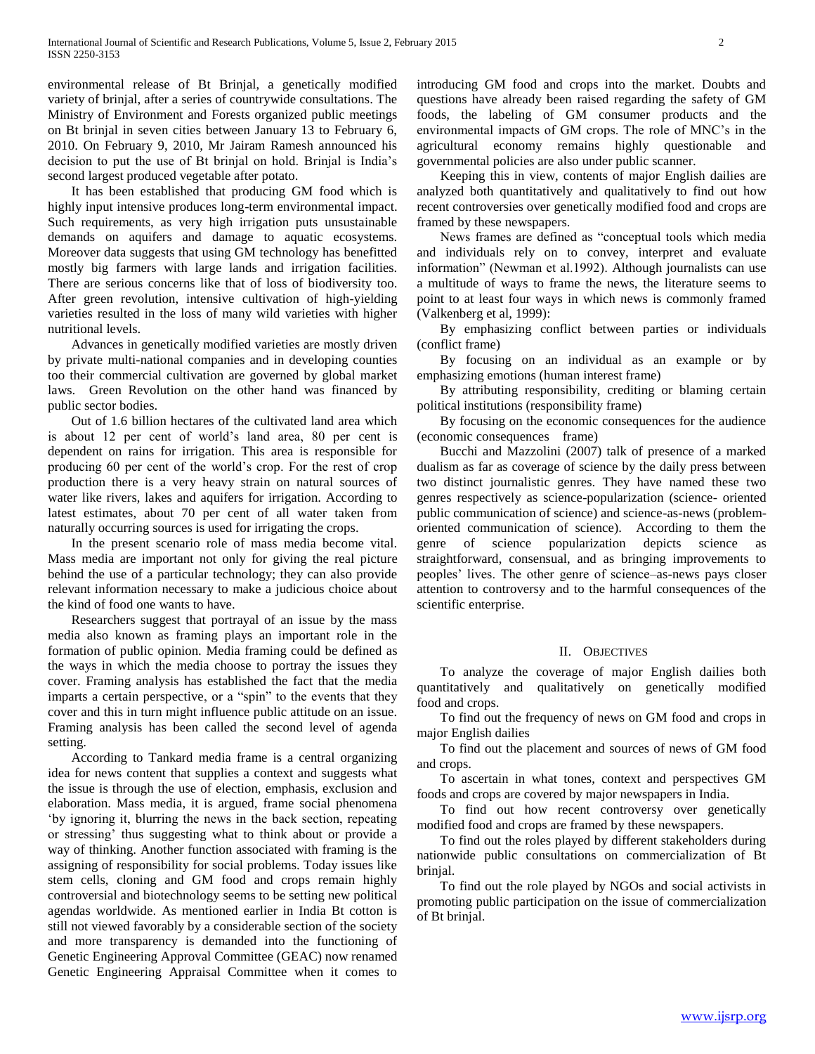environmental release of Bt Brinjal, a genetically modified variety of brinjal, after a series of countrywide consultations. The Ministry of Environment and Forests organized public meetings on Bt brinjal in seven cities between January 13 to February 6, 2010. On February 9, 2010, Mr Jairam Ramesh announced his decision to put the use of Bt brinjal on hold. Brinjal is India's second largest produced vegetable after potato.

It has been established that producing GM food which is highly input intensive produces long-term environmental impact. Such requirements, as very high irrigation puts unsustainable demands on aquifers and damage to aquatic ecosystems. Moreover data suggests that using GM technology has benefitted mostly big farmers with large lands and irrigation facilities. There are serious concerns like that of loss of biodiversity too. After green revolution, intensive cultivation of high-yielding varieties resulted in the loss of many wild varieties with higher nutritional levels.

Advances in genetically modified varieties are mostly driven by private multi-national companies and in developing counties too their commercial cultivation are governed by global market laws. Green Revolution on the other hand was financed by public sector bodies.

Out of 1.6 billion hectares of the cultivated land area which is about 12 per cent of world's land area, 80 per cent is dependent on rains for irrigation. This area is responsible for producing 60 per cent of the world's crop. For the rest of crop production there is a very heavy strain on natural sources of water like rivers, lakes and aquifers for irrigation. According to latest estimates, about 70 per cent of all water taken from naturally occurring sources is used for irrigating the crops.

In the present scenario role of mass media become vital. Mass media are important not only for giving the real picture behind the use of a particular technology; they can also provide relevant information necessary to make a judicious choice about the kind of food one wants to have.

Researchers suggest that portrayal of an issue by the mass media also known as framing plays an important role in the formation of public opinion. Media framing could be defined as the ways in which the media choose to portray the issues they cover. Framing analysis has established the fact that the media imparts a certain perspective, or a "spin" to the events that they cover and this in turn might influence public attitude on an issue. Framing analysis has been called the second level of agenda setting.

According to Tankard media frame is a central organizing idea for news content that supplies a context and suggests what the issue is through the use of election, emphasis, exclusion and elaboration. Mass media, it is argued, frame social phenomena 'by ignoring it, blurring the news in the back section, repeating or stressing' thus suggesting what to think about or provide a way of thinking. Another function associated with framing is the assigning of responsibility for social problems. Today issues like stem cells, cloning and GM food and crops remain highly controversial and biotechnology seems to be setting new political agendas worldwide. As mentioned earlier in India Bt cotton is still not viewed favorably by a considerable section of the society and more transparency is demanded into the functioning of Genetic Engineering Approval Committee (GEAC) now renamed Genetic Engineering Appraisal Committee when it comes to introducing GM food and crops into the market. Doubts and questions have already been raised regarding the safety of GM foods, the labeling of GM consumer products and the environmental impacts of GM crops. The role of MNC's in the agricultural economy remains highly questionable and governmental policies are also under public scanner.

Keeping this in view, contents of major English dailies are analyzed both quantitatively and qualitatively to find out how recent controversies over genetically modified food and crops are framed by these newspapers.

News frames are defined as "conceptual tools which media and individuals rely on to convey, interpret and evaluate information" (Newman et al.1992). Although journalists can use a multitude of ways to frame the news, the literature seems to point to at least four ways in which news is commonly framed (Valkenberg et al, 1999):

By emphasizing conflict between parties or individuals (conflict frame)

By focusing on an individual as an example or by emphasizing emotions (human interest frame)

By attributing responsibility, crediting or blaming certain political institutions (responsibility frame)

By focusing on the economic consequences for the audience (economic consequences frame)

Bucchi and Mazzolini (2007) talk of presence of a marked dualism as far as coverage of science by the daily press between two distinct journalistic genres. They have named these two genres respectively as science-popularization (science- oriented public communication of science) and science-as-news (problem-oriented communication of science). According to them the genre of science popularization depicts science as straightforward, consensual, and as bringing improvements to peoples' lives. The other genre of science–as-news pays closer attention to controversy and to the harmful consequences of the scientific enterprise.

## II. Objectives

To analyze the coverage of major English dailies both quantitatively and qualitatively on genetically modified food and crops.

To find out the frequency of news on GM food and crops in major English dailies

To find out the placement and sources of news of GM food and crops.

To ascertain in what tones, context and perspectives GM foods and crops are covered by major newspapers in India.

To find out how recent controversy over genetically modified food and crops are framed by these newspapers.

To find out the roles played by different stakeholders during nationwide public consultations on commercialization of Bt brinjal.

To find out the role played by NGOs and social activists in promoting public participation on the issue of commercialization of Bt brinjal.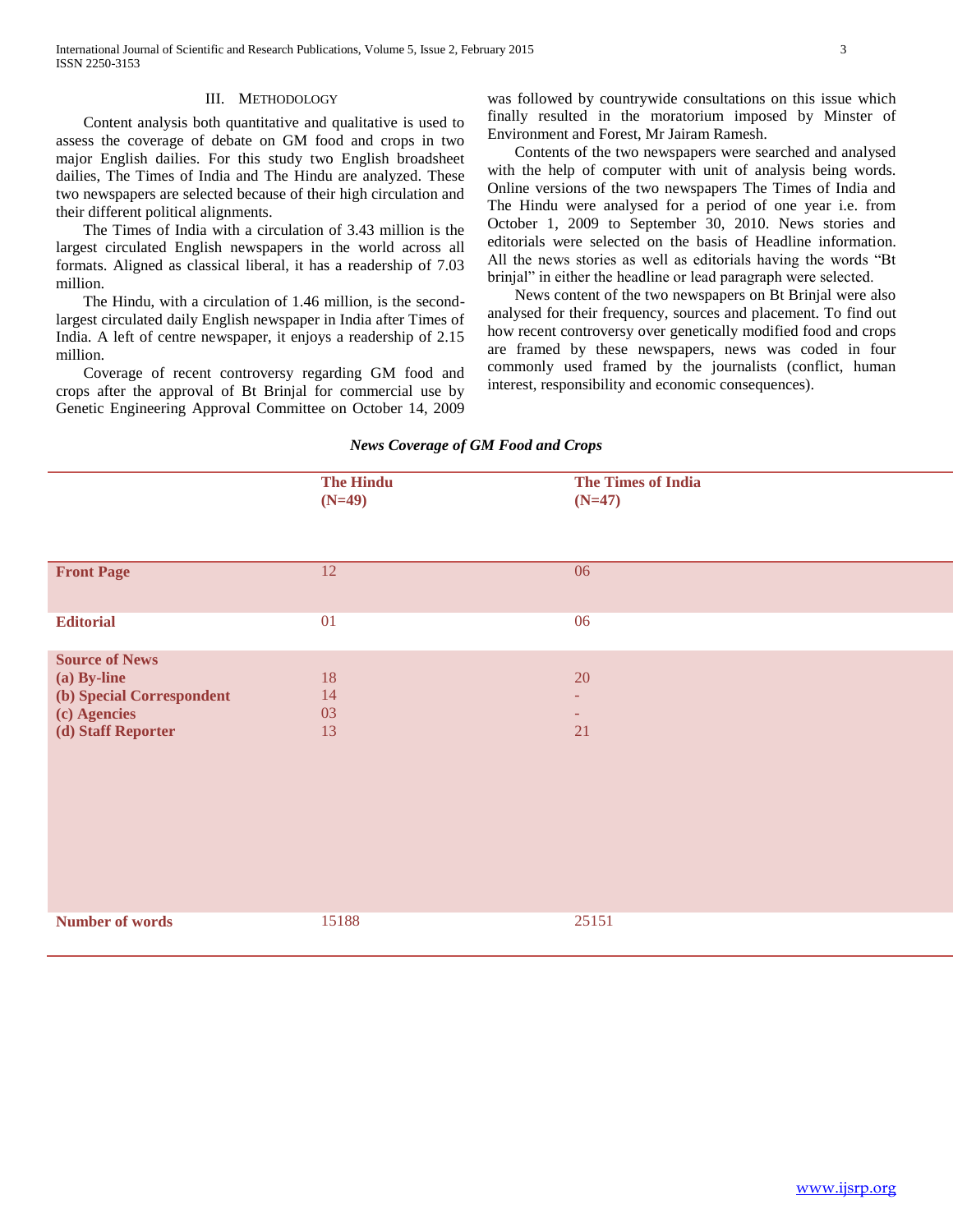## III. METHODOLOGY

Content analysis both quantitative and qualitative is used to assess the coverage of debate on GM food and crops in two major English dailies. For this study two English broadsheet dailies, The Times of India and The Hindu are analyzed. These two newspapers are selected because of their high circulation and their different political alignments.

The Times of India with a circulation of 3.43 million is the largest circulated English newspapers in the world across all formats. Aligned as classical liberal, it has a readership of 7.03 million.

The Hindu, with a circulation of 1.46 million, is the second-largest circulated daily English newspaper in India after Times of India. A left of centre newspaper, it enjoys a readership of 2.15 million.

Coverage of recent controversy regarding GM food and crops after the approval of Bt Brinjal for commercial use by Genetic Engineering Approval Committee on October 14, 2009 was followed by countrywide consultations on this issue which finally resulted in the moratorium imposed by Minster of Environment and Forest, Mr Jairam Ramesh.

Contents of the two newspapers were searched and analysed with the help of computer with unit of analysis being words. Online versions of the two newspapers The Times of India and The Hindu were analysed for a period of one year i.e. from October 1, 2009 to September 30, 2010. News stories and editorials were selected on the basis of Headline information. All the news stories as well as editorials having the words "Bt brinjal" in either the headline or lead paragraph were selected.

News content of the two newspapers on Bt Brinjal were also analysed for their frequency, sources and placement. To find out how recent controversy over genetically modified food and crops are framed by these newspapers, news was coded in four commonly used framed by the journalists (conflict, human interest, responsibility and economic consequences).

***News Coverage of GM Food and Crops***

| | The Hindu (N=49) | The Times of India (N=47) |
|---|---|---|
| **Front Page** | 12 | 06 |
| **Editorial** | 01 | 06 |
| **Source of News** | | |
| **(a) By-line** | 18 | 20 |
| **(b) Special Correspondent** | 14 | - |
| **(c) Agencies** | 03 | - |
| **(d) Staff Reporter** | 13 | 21 |
| **Number of words** | 15188 | 25151 |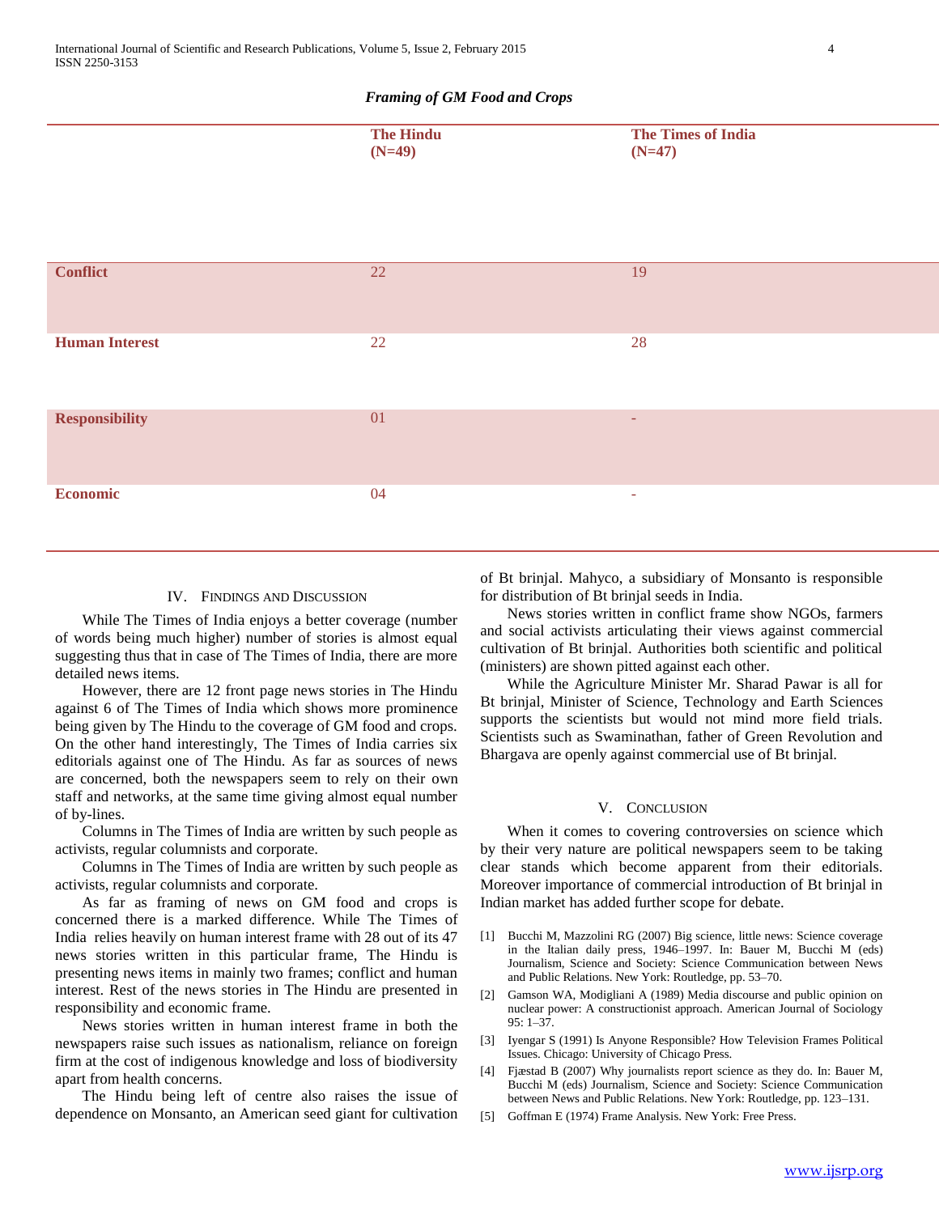*Framing of GM Food and Crops*

| | The Hindu (N=49) | The Times of India (N=47) |
|---|---|---|
| **Conflict** | 22 | 19 |
| **Human Interest** | 22 | 28 |
| **Responsibility** | 01 | - |
| **Economic** | 04 | - |

## IV. Findings and Discussion

While The Times of India enjoys a better coverage (number of words being much higher) number of stories is almost equal suggesting thus that in case of The Times of India, there are more detailed news items.

However, there are 12 front page news stories in The Hindu against 6 of The Times of India which shows more prominence being given by The Hindu to the coverage of GM food and crops. On the other hand interestingly, The Times of India carries six editorials against one of The Hindu. As far as sources of news are concerned, both the newspapers seem to rely on their own staff and networks, at the same time giving almost equal number of by-lines.

Columns in The Times of India are written by such people as activists, regular columnists and corporate.

Columns in The Times of India are written by such people as activists, regular columnists and corporate.

As far as framing of news on GM food and crops is concerned there is a marked difference. While The Times of India relies heavily on human interest frame with 28 out of its 47 news stories written in this particular frame, The Hindu is presenting news items in mainly two frames; conflict and human interest. Rest of the news stories in The Hindu are presented in responsibility and economic frame.

News stories written in human interest frame in both the newspapers raise such issues as nationalism, reliance on foreign firm at the cost of indigenous knowledge and loss of biodiversity apart from health concerns.

The Hindu being left of centre also raises the issue of dependence on Monsanto, an American seed giant for cultivation of Bt brinjal. Mahyco, a subsidiary of Monsanto is responsible for distribution of Bt brinjal seeds in India.

News stories written in conflict frame show NGOs, farmers and social activists articulating their views against commercial cultivation of Bt brinjal. Authorities both scientific and political (ministers) are shown pitted against each other.

While the Agriculture Minister Mr. Sharad Pawar is all for Bt brinjal, Minister of Science, Technology and Earth Sciences supports the scientists but would not mind more field trials. Scientists such as Swaminathan, father of Green Revolution and Bhargava are openly against commercial use of Bt brinjal.

## V. Conclusion

When it comes to covering controversies on science which by their very nature are political newspapers seem to be taking clear stands which become apparent from their editorials. Moreover importance of commercial introduction of Bt brinjal in Indian market has added further scope for debate.

[1] Bucchi M, Mazzolini RG (2007) Big science, little news: Science coverage in the Italian daily press, 1946–1997. In: Bauer M, Bucchi M (eds) Journalism, Science and Society: Science Communication between News and Public Relations. New York: Routledge, pp. 53–70.

[2] Gamson WA, Modigliani A (1989) Media discourse and public opinion on nuclear power: A constructionist approach. American Journal of Sociology 95: 1–37.

[3] Iyengar S (1991) Is Anyone Responsible? How Television Frames Political Issues. Chicago: University of Chicago Press.

[4] Fjæstad B (2007) Why journalists report science as they do. In: Bauer M, Bucchi M (eds) Journalism, Science and Society: Science Communication between News and Public Relations. New York: Routledge, pp. 123–131.

[5] Goffman E (1974) Frame Analysis. New York: Free Press.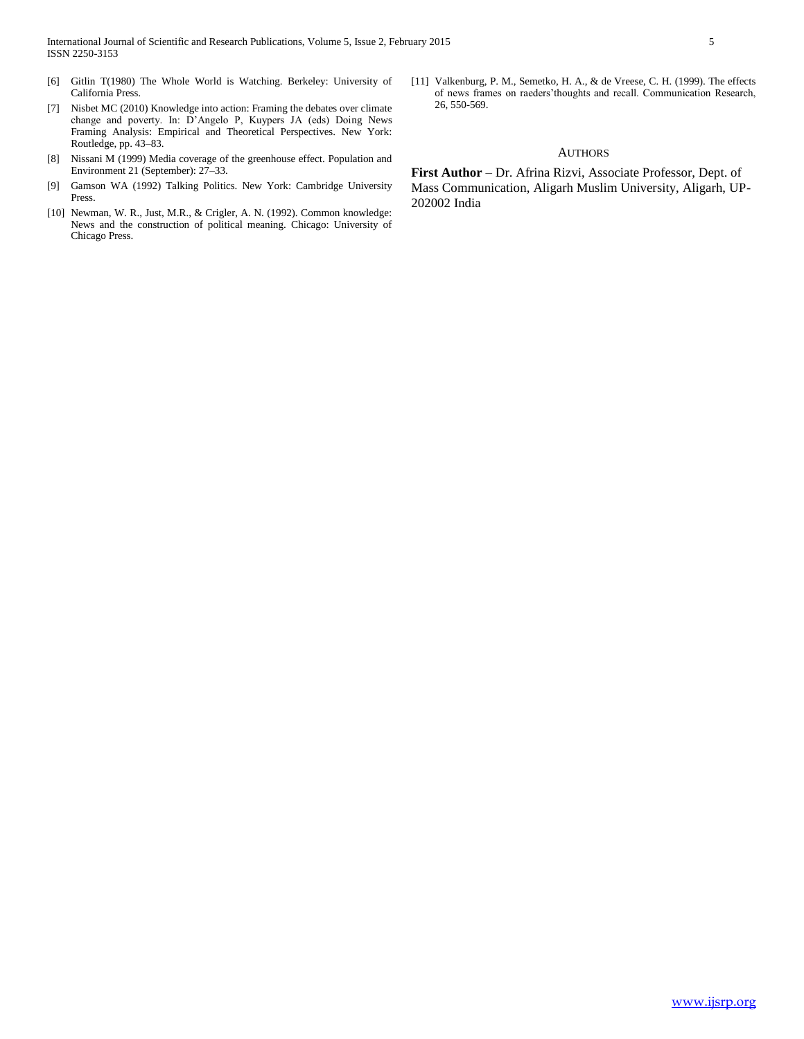[6] Gitlin T(1980) The Whole World is Watching. Berkeley: University of California Press.

[7] Nisbet MC (2010) Knowledge into action: Framing the debates over climate change and poverty. In: D'Angelo P, Kuypers JA (eds) Doing News Framing Analysis: Empirical and Theoretical Perspectives. New York: Routledge, pp. 43–83.

[8] Nissani M (1999) Media coverage of the greenhouse effect. Population and Environment 21 (September): 27–33.

[9] Gamson WA (1992) Talking Politics. New York: Cambridge University Press.

[10] Newman, W. R., Just, M.R., & Crigler, A. N. (1992). Common knowledge: News and the construction of political meaning. Chicago: University of Chicago Press.

[11] Valkenburg, P. M., Semetko, H. A., & de Vreese, C. H. (1999). The effects of news frames on raeders'thoughts and recall. Communication Research, 26, 550-569.

## AUTHORS

**First Author** – Dr. Afrina Rizvi, Associate Professor, Dept. of Mass Communication, Aligarh Muslim University, Aligarh, UP-202002 India